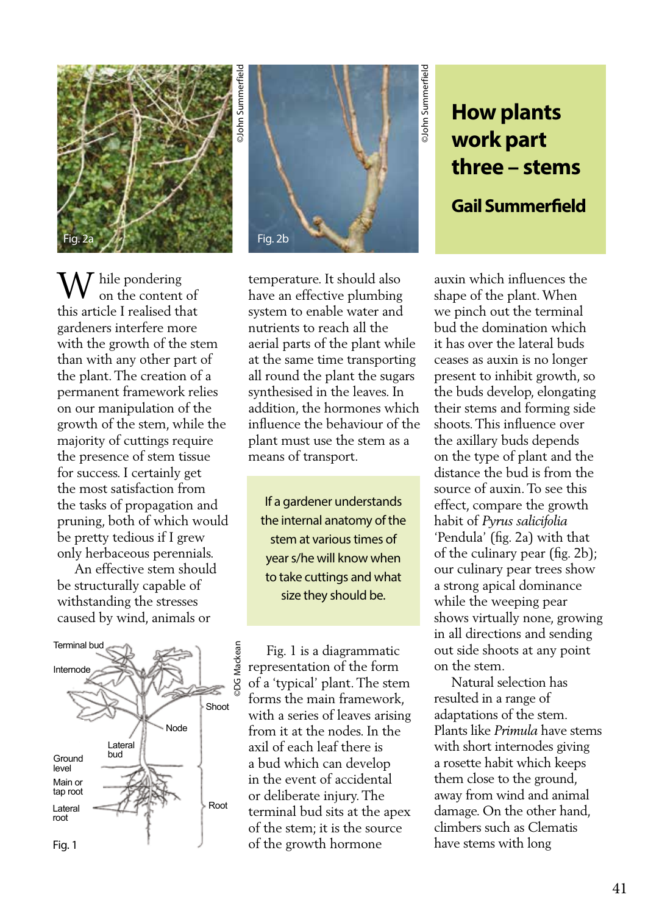# How plants work part three – stems

## Gail Summerfield

Fig. 2a

Fig. 2b

While pondering on the content of this article I realised that gardeners interfere more with the growth of the stem than with any other part of the plant. The creation of a permanent framework relies on our manipulation of the growth of the stem, while the majority of cuttings require the presence of stem tissue for success. I certainly get the most satisfaction from the tasks of propagation and pruning, both of which would be pretty tedious if I grew only herbaceous perennials.

An effective stem should be structurally capable of withstanding the stresses caused by wind, animals or temperature. It should also have an effective plumbing system to enable water and nutrients to reach all the aerial parts of the plant while at the same time transporting all round the plant the sugars synthesised in the leaves. In addition, the hormones which influence the behaviour of the plant must use the stem as a means of transport.

> If a gardener understands the internal anatomy of the stem at various times of year s/he will know when to take cuttings and what size they should be.

Terminal bud, Internode, Shoot, Node, Lateral bud, Ground level, Main or tap root, Lateral root, Root

Fig. 1

Fig. 1 is a diagrammatic representation of the form of a 'typical' plant. The stem forms the main framework, with a series of leaves arising from it at the nodes. In the axil of each leaf there is a bud which can develop in the event of accidental or deliberate injury. The terminal bud sits at the apex of the stem; it is the source of the growth hormone auxin which influences the shape of the plant. When we pinch out the terminal bud the domination which it has over the lateral buds ceases as auxin is no longer present to inhibit growth, so the buds develop, elongating their stems and forming side shoots. This influence over the axillary buds depends on the type of plant and the distance the bud is from the source of auxin. To see this effect, compare the growth habit of *Pyrus salicifolia* 'Pendula' (fig. 2a) with that of the culinary pear (fig. 2b); our culinary pear trees show a strong apical dominance while the weeping pear shows virtually none, growing in all directions and sending out side shoots at any point on the stem.

Natural selection has resulted in a range of adaptations of the stem. Plants like *Primula* have stems with short internodes giving a rosette habit which keeps them close to the ground, away from wind and animal damage. On the other hand, climbers such as Clematis have stems with long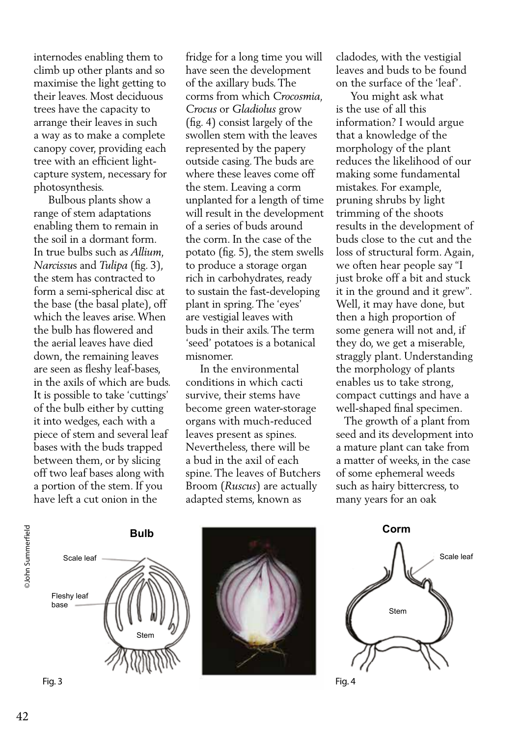internodes enabling them to climb up other plants and so maximise the light getting to their leaves. Most deciduous trees have the capacity to arrange their leaves in such a way as to make a complete canopy cover, providing each tree with an efficient light-capture system, necessary for photosynthesis.

Bulbous plants show a range of stem adaptations enabling them to remain in the soil in a dormant form. In true bulbs such as *Allium*, *Narcissus* and *Tulipa* (fig. 3), the stem has contracted to form a semi-spherical disc at the base (the basal plate), off which the leaves arise. When the bulb has flowered and the aerial leaves have died down, the remaining leaves are seen as fleshy leaf-bases, in the axils of which are buds. It is possible to take 'cuttings' of the bulb either by cutting it into wedges, each with a piece of stem and several leaf bases with the buds trapped between them, or by slicing off two leaf bases along with a portion of the stem. If you have left a cut onion in the fridge for a long time you will have seen the development of the axillary buds. The corms from which *Crocosmia*, *Crocus* or *Gladiolus* grow (fig. 4) consist largely of the swollen stem with the leaves represented by the papery outside casing. The buds are where these leaves come off the stem. Leaving a corm unplanted for a length of time will result in the development of a series of buds around the corm. In the case of the potato (fig. 5), the stem swells to produce a storage organ rich in carbohydrates, ready to sustain the fast-developing plant in spring. The 'eyes' are vestigial leaves with buds in their axils. The term 'seed' potatoes is a botanical misnomer.

In the environmental conditions in which cacti survive, their stems have become green water-storage organs with much-reduced leaves present as spines. Nevertheless, there will be a bud in the axil of each spine. The leaves of Butchers Broom (*Ruscus*) are actually adapted stems, known as cladodes, with the vestigial leaves and buds to be found on the surface of the 'leaf'.

You might ask what is the use of all this information? I would argue that a knowledge of the morphology of the plant reduces the likelihood of our making some fundamental mistakes. For example, pruning shrubs by light trimming of the shoots results in the development of buds close to the cut and the loss of structural form. Again, we often hear people say "I just broke off a bit and stuck it in the ground and it grew". Well, it may have done, but then a high proportion of some genera will not and, if they do, we get a miserable, straggly plant. Understanding the morphology of plants enables us to take strong, compact cuttings and have a well-shaped final specimen.

The growth of a plant from seed and its development into a mature plant can take from a matter of weeks, in the case of some ephemeral weeds such as hairy bittercress, to many years for an oak

©John Summerfield

**Bulb**

Scale leaf

Fleshy leaf base

Stem

Fig. 3

**Corm**

Scale leaf

Stem

Fig. 4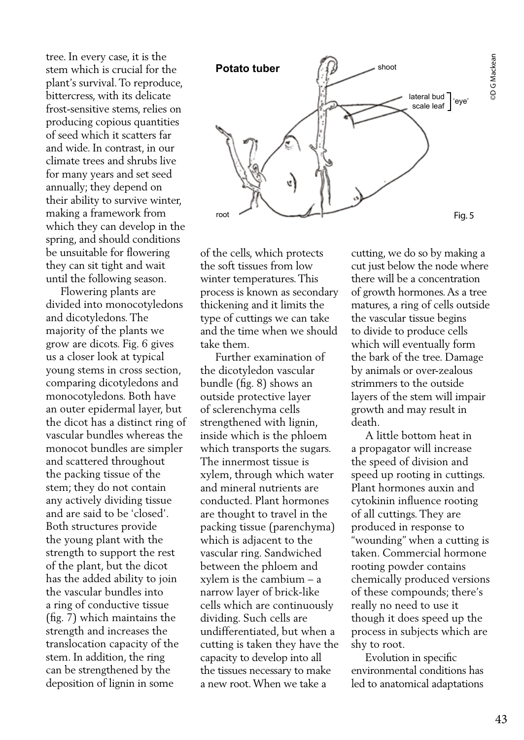tree. In every case, it is the stem which is crucial for the plant's survival. To reproduce, bittercress, with its delicate frost-sensitive stems, relies on producing copious quantities of seed which it scatters far and wide. In contrast, in our climate trees and shrubs live for many years and set seed annually; they depend on their ability to survive winter, making a framework from which they can develop in the spring, and should conditions be unsuitable for flowering they can sit tight and wait until the following season.

Flowering plants are divided into monocotyledons and dicotyledons. The majority of the plants we grow are dicots. Fig. 6 gives us a closer look at typical young stems in cross section, comparing dicotyledons and monocotyledons. Both have an outer epidermal layer, but the dicot has a distinct ring of vascular bundles whereas the monocot bundles are simpler and scattered throughout the packing tissue of the stem; they do not contain any actively dividing tissue and are said to be 'closed'. Both structures provide the young plant with the strength to support the rest of the plant, but the dicot has the added ability to join the vascular bundles into a ring of conductive tissue (fig. 7) which maintains the strength and increases the translocation capacity of the stem. In addition, the ring can be strengthened by the deposition of lignin in some of the cells, which protects the soft tissues from low winter temperatures. This process is known as secondary thickening and it limits the type of cuttings we can take and the time when we should take them.

**Potato tuber**

shoot

lateral bud / scale leaf — 'eye'

root

Fig. 5

©D G Mackean

Further examination of the dicotyledon vascular bundle (fig. 8) shows an outside protective layer of sclerenchyma cells strengthened with lignin, inside which is the phloem which transports the sugars. The innermost tissue is xylem, through which water and mineral nutrients are conducted. Plant hormones are thought to travel in the packing tissue (parenchyma) which is adjacent to the vascular ring. Sandwiched between the phloem and xylem is the cambium – a narrow layer of brick-like cells which are continuously dividing. Such cells are undifferentiated, but when a cutting is taken they have the capacity to develop into all the tissues necessary to make a new root. When we take a cutting, we do so by making a cut just below the node where there will be a concentration of growth hormones. As a tree matures, a ring of cells outside the vascular tissue begins to divide to produce cells which will eventually form the bark of the tree. Damage by animals or over-zealous strimmers to the outside layers of the stem will impair growth and may result in death.

A little bottom heat in a propagator will increase the speed of division and speed up rooting in cuttings. Plant hormones auxin and cytokinin influence rooting of all cuttings. They are produced in response to "wounding" when a cutting is taken. Commercial hormone rooting powder contains chemically produced versions of these compounds; there's really no need to use it though it does speed up the process in subjects which are shy to root.

Evolution in specific environmental conditions has led to anatomical adaptations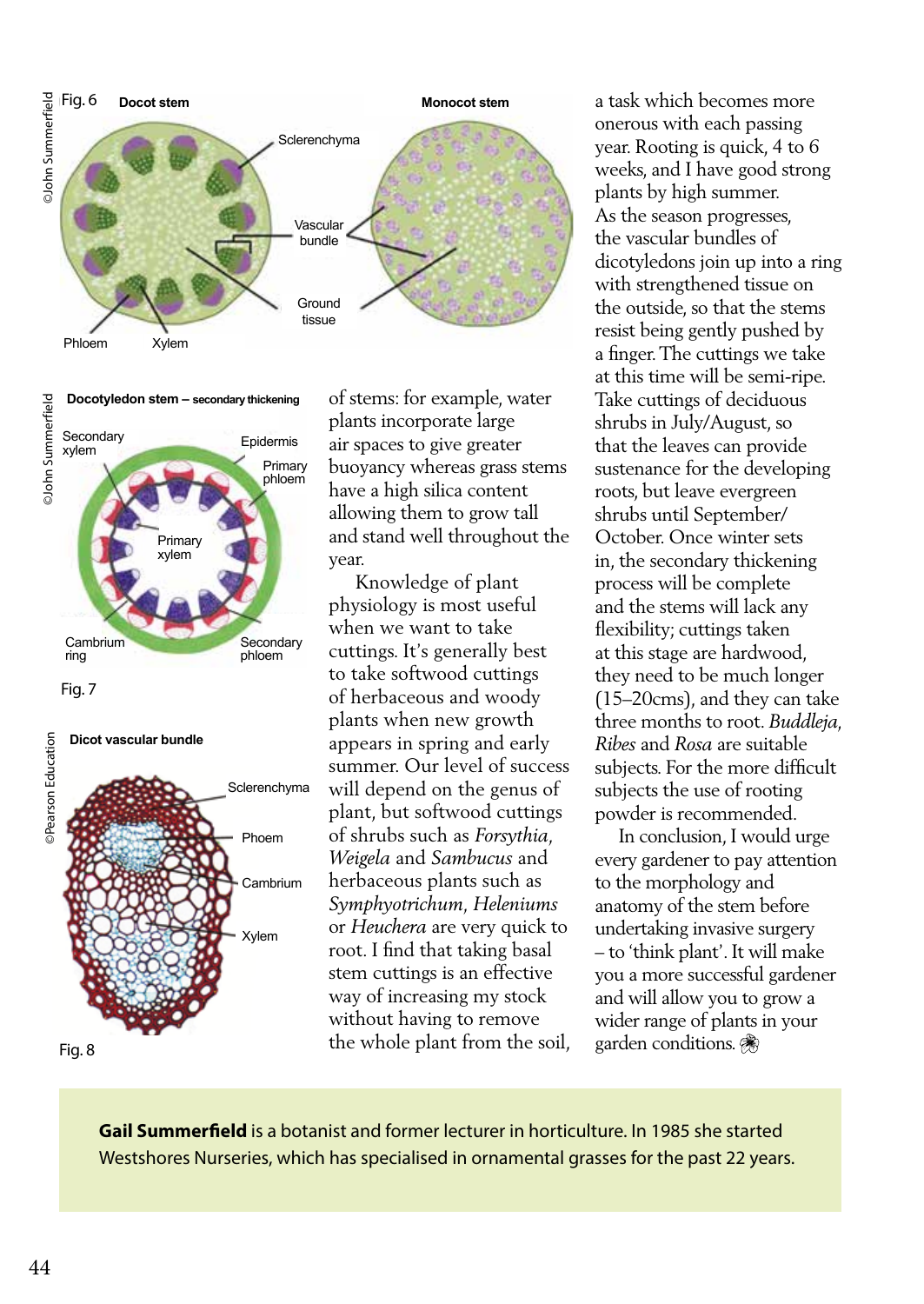Fig. 6

**Docot stem**

**Monocot stem**

Sclerenchyma

Vascular bundle

Ground tissue

Phloem

Xylem

©John Summerfield

**Docotyledon stem – secondary thickening**

Secondary xylem

Epidermis

Primary phloem

Primary xylem

Cambrium ring

Secondary phloem

Fig. 7

©John Summerfield

**Dicot vascular bundle**

Sclerenchyma

Phoem

Cambrium

Xylem

Fig. 8

©Pearson Education

of stems: for example, water plants incorporate large air spaces to give greater buoyancy whereas grass stems have a high silica content allowing them to grow tall and stand well throughout the year.

Knowledge of plant physiology is most useful when we want to take cuttings. It's generally best to take softwood cuttings of herbaceous and woody plants when new growth appears in spring and early summer. Our level of success will depend on the genus of plant, but softwood cuttings of shrubs such as *Forsythia*, *Weigela* and *Sambucus* and herbaceous plants such as *Symphyotrichum*, *Heleniums* or *Heuchera* are very quick to root. I find that taking basal stem cuttings is an effective way of increasing my stock without having to remove the whole plant from the soil, a task which becomes more onerous with each passing year. Rooting is quick, 4 to 6 weeks, and I have good strong plants by high summer.

As the season progresses, the vascular bundles of dicotyledons join up into a ring with strengthened tissue on the outside, so that the stems resist being gently pushed by a finger. The cuttings we take at this time will be semi-ripe. Take cuttings of deciduous shrubs in July/August, so that the leaves can provide sustenance for the developing roots, but leave evergreen shrubs until September/October. Once winter sets in, the secondary thickening process will be complete and the stems will lack any flexibility; cuttings taken at this stage are hardwood, they need to be much longer (15–20cms), and they can take three months to root. *Buddleja*, *Ribes* and *Rosa* are suitable subjects. For the more difficult subjects the use of rooting powder is recommended.

In conclusion, I would urge every gardener to pay attention to the morphology and anatomy of the stem before undertaking invasive surgery – to 'think plant'. It will make you a more successful gardener and will allow you to grow a wider range of plants in your garden conditions.

**Gail Summerfield** is a botanist and former lecturer in horticulture. In 1985 she started Westshores Nurseries, which has specialised in ornamental grasses for the past 22 years.